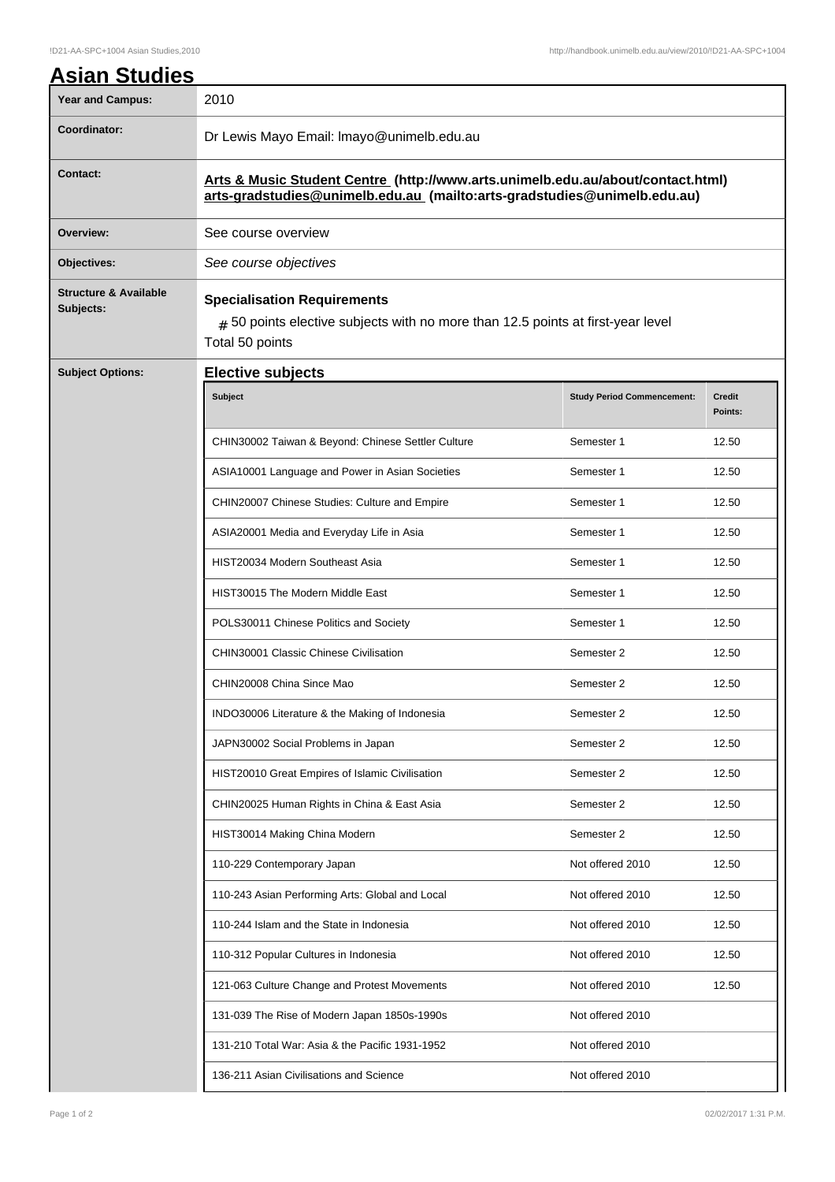# Asian Studies

| | |
|---|---|
| **Year and Campus:** | 2010 |
| **Coordinator:** | Dr Lewis Mayo Email: lmayo@unimelb.edu.au |
| **Contact:** | **Arts & Music Student Centre (http://www.arts.unimelb.edu.au/about/contact.html) arts-gradstudies@unimelb.edu.au (mailto:arts-gradstudies@unimelb.edu.au)** |
| **Overview:** | See course overview |
| **Objectives:** | *See course objectives* |
| **Structure & Available Subjects:** | **Specialisation Requirements**<br># 50 points elective subjects with no more than 12.5 points at first-year level<br>Total 50 points |

**Subject Options:**

## Elective subjects

| Subject | Study Period Commencement: | Credit Points: |
|---|---|---|
| CHIN30002 Taiwan & Beyond: Chinese Settler Culture | Semester 1 | 12.50 |
| ASIA10001 Language and Power in Asian Societies | Semester 1 | 12.50 |
| CHIN20007 Chinese Studies: Culture and Empire | Semester 1 | 12.50 |
| ASIA20001 Media and Everyday Life in Asia | Semester 1 | 12.50 |
| HIST20034 Modern Southeast Asia | Semester 1 | 12.50 |
| HIST30015 The Modern Middle East | Semester 1 | 12.50 |
| POLS30011 Chinese Politics and Society | Semester 1 | 12.50 |
| CHIN30001 Classic Chinese Civilisation | Semester 2 | 12.50 |
| CHIN20008 China Since Mao | Semester 2 | 12.50 |
| INDO30006 Literature & the Making of Indonesia | Semester 2 | 12.50 |
| JAPN30002 Social Problems in Japan | Semester 2 | 12.50 |
| HIST20010 Great Empires of Islamic Civilisation | Semester 2 | 12.50 |
| CHIN20025 Human Rights in China & East Asia | Semester 2 | 12.50 |
| HIST30014 Making China Modern | Semester 2 | 12.50 |
| 110-229 Contemporary Japan | Not offered 2010 | 12.50 |
| 110-243 Asian Performing Arts: Global and Local | Not offered 2010 | 12.50 |
| 110-244 Islam and the State in Indonesia | Not offered 2010 | 12.50 |
| 110-312 Popular Cultures in Indonesia | Not offered 2010 | 12.50 |
| 121-063 Culture Change and Protest Movements | Not offered 2010 | 12.50 |
| 131-039 The Rise of Modern Japan 1850s-1990s | Not offered 2010 | |
| 131-210 Total War: Asia & the Pacific 1931-1952 | Not offered 2010 | |
| 136-211 Asian Civilisations and Science | Not offered 2010 | |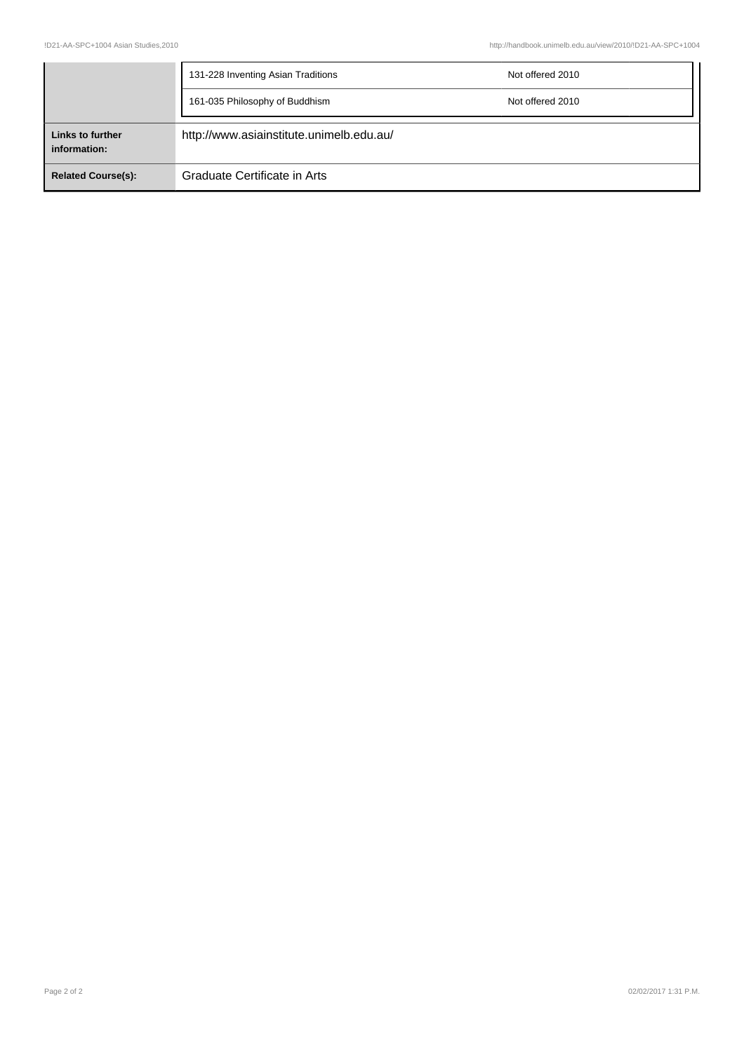| | | |
|---|---|---|
| | 131-228 Inventing Asian Traditions | Not offered 2010 |
| | 161-035 Philosophy of Buddhism | Not offered 2010 |
| **Links to further information:** | http://www.asiainstitute.unimelb.edu.au/ | |
| **Related Course(s):** | Graduate Certificate in Arts | |